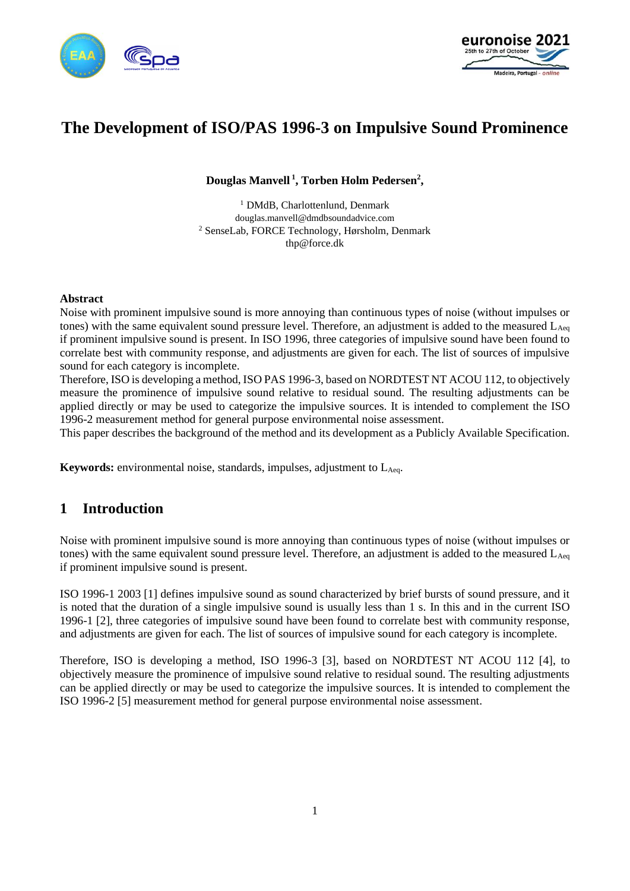# The Development of ISO/PAS 1996-3 on Impulsive Sound Prominence

**Douglas Manvell [1], Torben Holm Pedersen[2],**

[1] DMdB, Charlottenlund, Denmark
douglas.manvell@dmdbsoundadvice.com
[2] SenseLab, FORCE Technology, Hørsholm, Denmark
thp@force.dk

**Abstract**

Noise with prominent impulsive sound is more annoying than continuous types of noise (without impulses or tones) with the same equivalent sound pressure level. Therefore, an adjustment is added to the measured $L_{Aeq}$ if prominent impulsive sound is present. In ISO 1996, three categories of impulsive sound have been found to correlate best with community response, and adjustments are given for each. The list of sources of impulsive sound for each category is incomplete.

Therefore, ISO is developing a method, ISO PAS 1996-3, based on NORDTEST NT ACOU 112, to objectively measure the prominence of impulsive sound relative to residual sound. The resulting adjustments can be applied directly or may be used to categorize the impulsive sources. It is intended to complement the ISO 1996-2 measurement method for general purpose environmental noise assessment.

This paper describes the background of the method and its development as a Publicly Available Specification.

**Keywords:** environmental noise, standards, impulses, adjustment to $L_{Aeq}$.

## 1 Introduction

Noise with prominent impulsive sound is more annoying than continuous types of noise (without impulses or tones) with the same equivalent sound pressure level. Therefore, an adjustment is added to the measured $L_{Aeq}$ if prominent impulsive sound is present.

ISO 1996-1 2003 [1] defines impulsive sound as sound characterized by brief bursts of sound pressure, and it is noted that the duration of a single impulsive sound is usually less than 1 s. In this and in the current ISO 1996-1 [2], three categories of impulsive sound have been found to correlate best with community response, and adjustments are given for each. The list of sources of impulsive sound for each category is incomplete.

Therefore, ISO is developing a method, ISO 1996-3 [3], based on NORDTEST NT ACOU 112 [4], to objectively measure the prominence of impulsive sound relative to residual sound. The resulting adjustments can be applied directly or may be used to categorize the impulsive sources. It is intended to complement the ISO 1996-2 [5] measurement method for general purpose environmental noise assessment.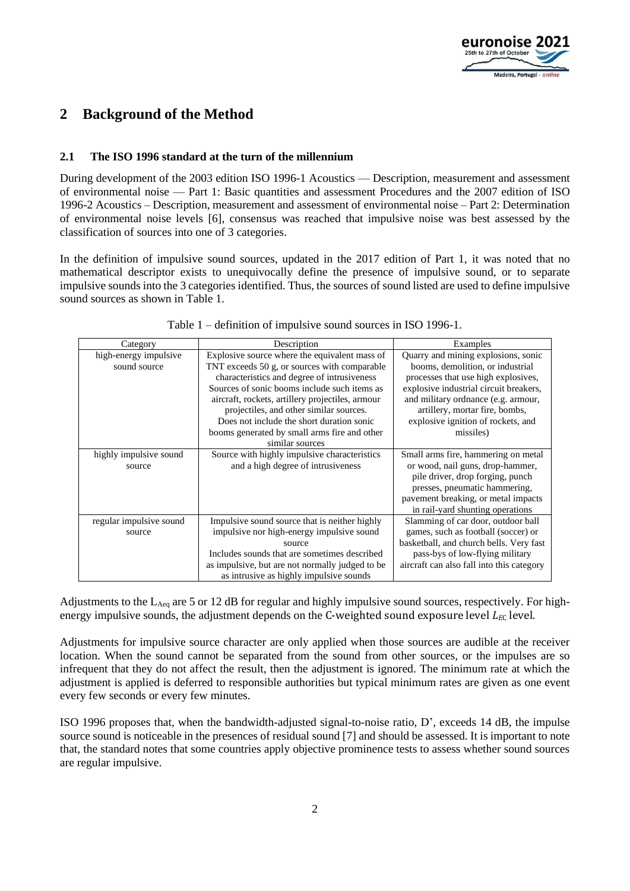## 2 Background of the Method

### 2.1 The ISO 1996 standard at the turn of the millennium

During development of the 2003 edition ISO 1996-1 Acoustics — Description, measurement and assessment of environmental noise — Part 1: Basic quantities and assessment Procedures and the 2007 edition of ISO 1996-2 Acoustics – Description, measurement and assessment of environmental noise – Part 2: Determination of environmental noise levels [6], consensus was reached that impulsive noise was best assessed by the classification of sources into one of 3 categories.

In the definition of impulsive sound sources, updated in the 2017 edition of Part 1, it was noted that no mathematical descriptor exists to unequivocally define the presence of impulsive sound, or to separate impulsive sounds into the 3 categories identified. Thus, the sources of sound listed are used to define impulsive sound sources as shown in Table 1.

Table 1 – definition of impulsive sound sources in ISO 1996-1.

| Category | Description | Examples |
| --- | --- | --- |
| high-energy impulsive sound source | Explosive source where the equivalent mass of TNT exceeds 50 g, or sources with comparable characteristics and degree of intrusiveness Sources of sonic booms include such items as aircraft, rockets, artillery projectiles, armour projectiles, and other similar sources. Does not include the short duration sonic booms generated by small arms fire and other similar sources | Quarry and mining explosions, sonic booms, demolition, or industrial processes that use high explosives, explosive industrial circuit breakers, and military ordnance (e.g. armour, artillery, mortar fire, bombs, explosive ignition of rockets, and missiles) |
| highly impulsive sound source | Source with highly impulsive characteristics and a high degree of intrusiveness | Small arms fire, hammering on metal or wood, nail guns, drop-hammer, pile driver, drop forging, punch presses, pneumatic hammering, pavement breaking, or metal impacts in rail-yard shunting operations |
| regular impulsive sound source | Impulsive sound source that is neither highly impulsive nor high-energy impulsive sound source Includes sounds that are sometimes described as impulsive, but are not normally judged to be as intrusive as highly impulsive sounds | Slamming of car door, outdoor ball games, such as football (soccer) or basketball, and church bells. Very fast pass-bys of low-flying military aircraft can also fall into this category |

Adjustments to the $L_{Aeq}$ are 5 or 12 dB for regular and highly impulsive sound sources, respectively. For high-energy impulsive sounds, the adjustment depends on the C-weighted sound exposure level $L_{EC}$ level.

Adjustments for impulsive source character are only applied when those sources are audible at the receiver location. When the sound cannot be separated from the sound from other sources, or the impulses are so infrequent that they do not affect the result, then the adjustment is ignored. The minimum rate at which the adjustment is applied is deferred to responsible authorities but typical minimum rates are given as one event every few seconds or every few minutes.

ISO 1996 proposes that, when the bandwidth-adjusted signal-to-noise ratio, D', exceeds 14 dB, the impulse source sound is noticeable in the presences of residual sound [7] and should be assessed. It is important to note that, the standard notes that some countries apply objective prominence tests to assess whether sound sources are regular impulsive.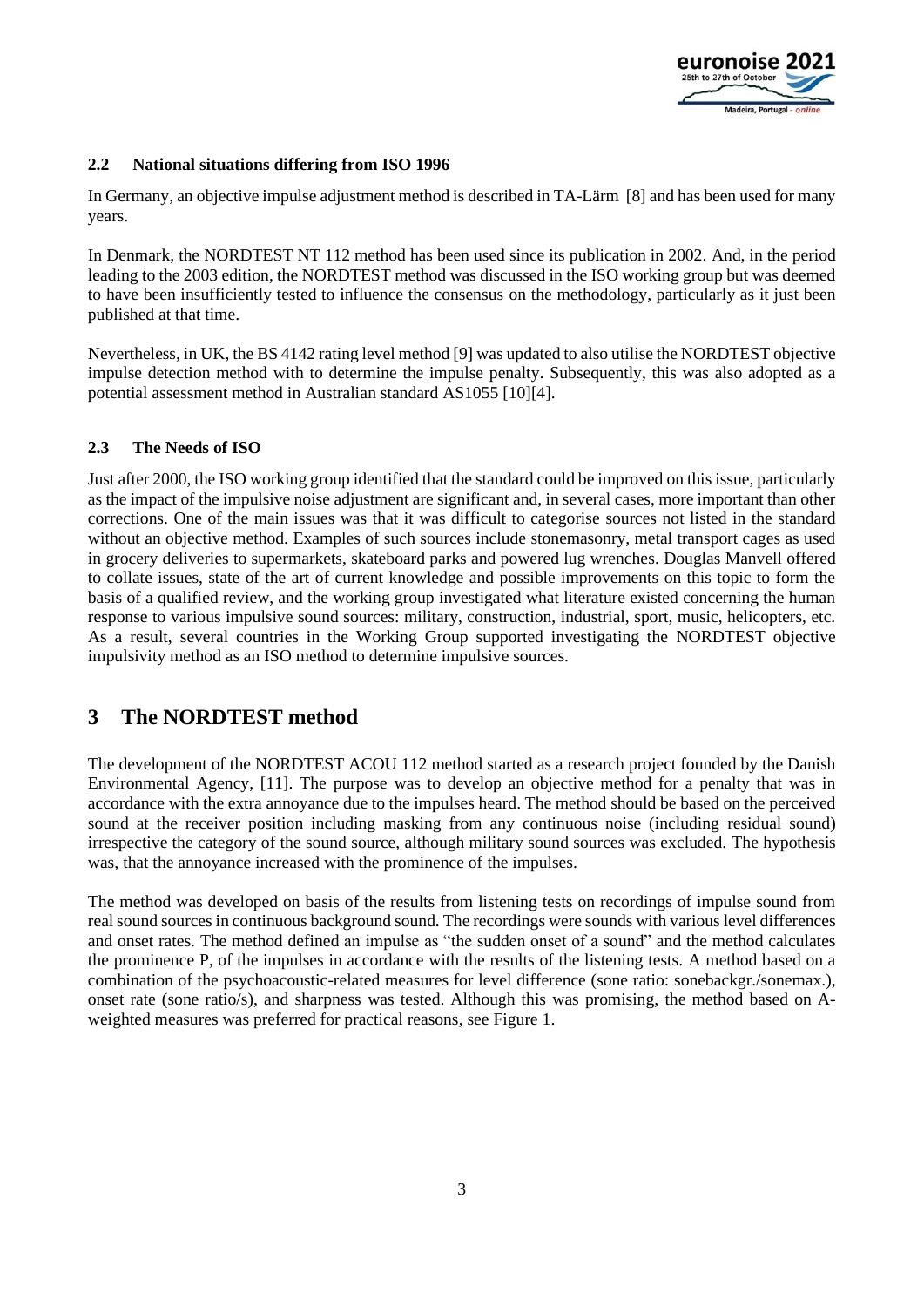### 2.2 National situations differing from ISO 1996

In Germany, an objective impulse adjustment method is described in TA-Lärm [8] and has been used for many years.

In Denmark, the NORDTEST NT 112 method has been used since its publication in 2002. And, in the period leading to the 2003 edition, the NORDTEST method was discussed in the ISO working group but was deemed to have been insufficiently tested to influence the consensus on the methodology, particularly as it just been published at that time.

Nevertheless, in UK, the BS 4142 rating level method [9] was updated to also utilise the NORDTEST objective impulse detection method with to determine the impulse penalty. Subsequently, this was also adopted as a potential assessment method in Australian standard AS1055 [10][4].

### 2.3 The Needs of ISO

Just after 2000, the ISO working group identified that the standard could be improved on this issue, particularly as the impact of the impulsive noise adjustment are significant and, in several cases, more important than other corrections. One of the main issues was that it was difficult to categorise sources not listed in the standard without an objective method. Examples of such sources include stonemasonry, metal transport cages as used in grocery deliveries to supermarkets, skateboard parks and powered lug wrenches. Douglas Manvell offered to collate issues, state of the art of current knowledge and possible improvements on this topic to form the basis of a qualified review, and the working group investigated what literature existed concerning the human response to various impulsive sound sources: military, construction, industrial, sport, music, helicopters, etc. As a result, several countries in the Working Group supported investigating the NORDTEST objective impulsivity method as an ISO method to determine impulsive sources.

## 3 The NORDTEST method

The development of the NORDTEST ACOU 112 method started as a research project founded by the Danish Environmental Agency, [11]. The purpose was to develop an objective method for a penalty that was in accordance with the extra annoyance due to the impulses heard. The method should be based on the perceived sound at the receiver position including masking from any continuous noise (including residual sound) irrespective the category of the sound source, although military sound sources was excluded. The hypothesis was, that the annoyance increased with the prominence of the impulses.

The method was developed on basis of the results from listening tests on recordings of impulse sound from real sound sources in continuous background sound. The recordings were sounds with various level differences and onset rates. The method defined an impulse as "the sudden onset of a sound" and the method calculates the prominence P, of the impulses in accordance with the results of the listening tests. A method based on a combination of the psychoacoustic-related measures for level difference (sone ratio: sonebackgr./sonemax.), onset rate (sone ratio/s), and sharpness was tested. Although this was promising, the method based on A-weighted measures was preferred for practical reasons, see Figure 1.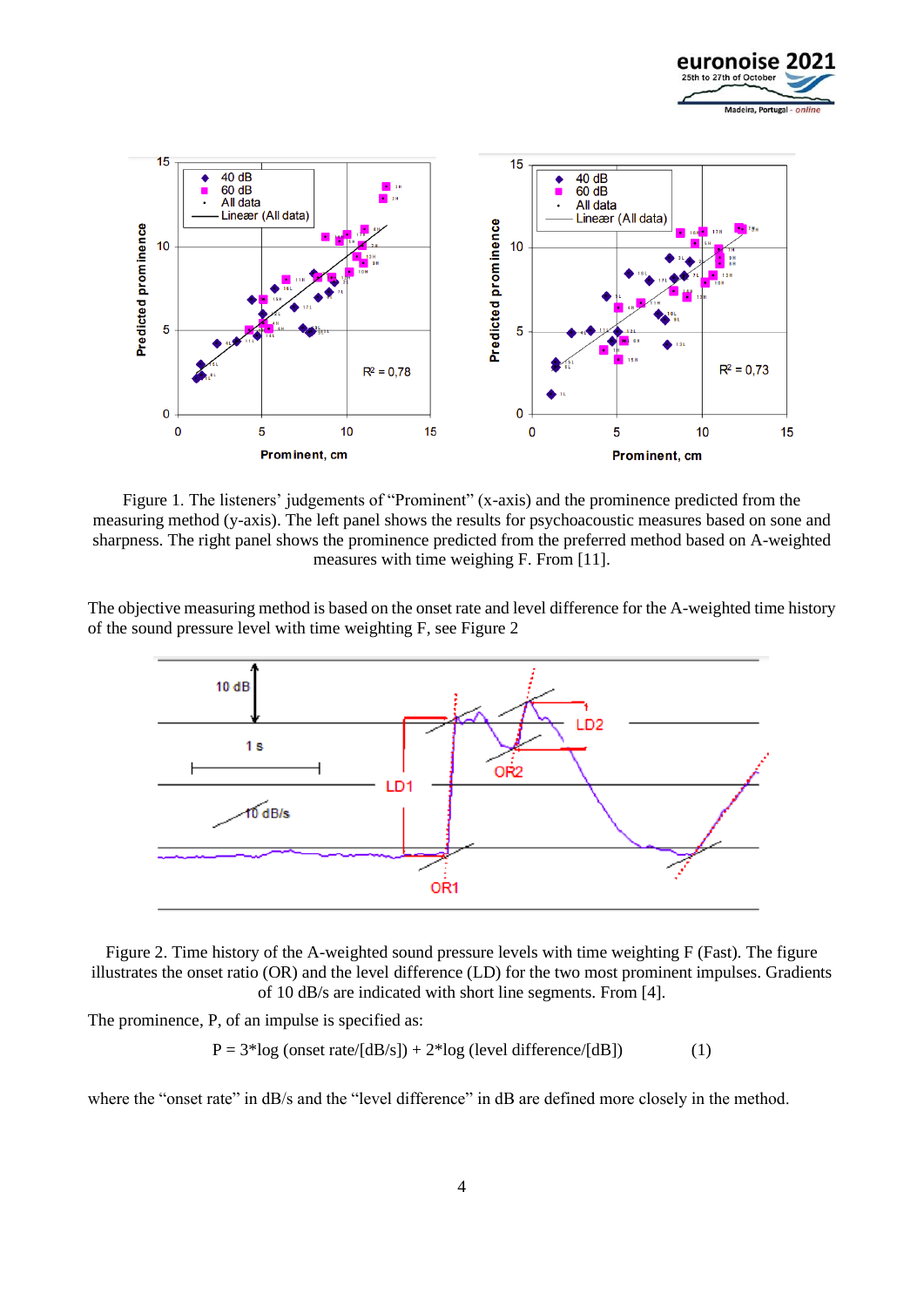Figure 1. The listeners' judgements of "Prominent" (x-axis) and the prominence predicted from the measuring method (y-axis). The left panel shows the results for psychoacoustic measures based on sone and sharpness. The right panel shows the prominence predicted from the preferred method based on A-weighted measures with time weighing F. From [11].

The objective measuring method is based on the onset rate and level difference for the A-weighted time history of the sound pressure level with time weighting F, see Figure 2

Figure 2. Time history of the A-weighted sound pressure levels with time weighting F (Fast). The figure illustrates the onset ratio (OR) and the level difference (LD) for the two most prominent impulses. Gradients of 10 dB/s are indicated with short line segments. From [4].

The prominence, P, of an impulse is specified as:

$$P = 3*\log(\text{onset rate}/[\text{dB/s}]) + 2*\log(\text{level difference}/[\text{dB}]) \qquad (1)$$

where the "onset rate" in dB/s and the "level difference" in dB are defined more closely in the method.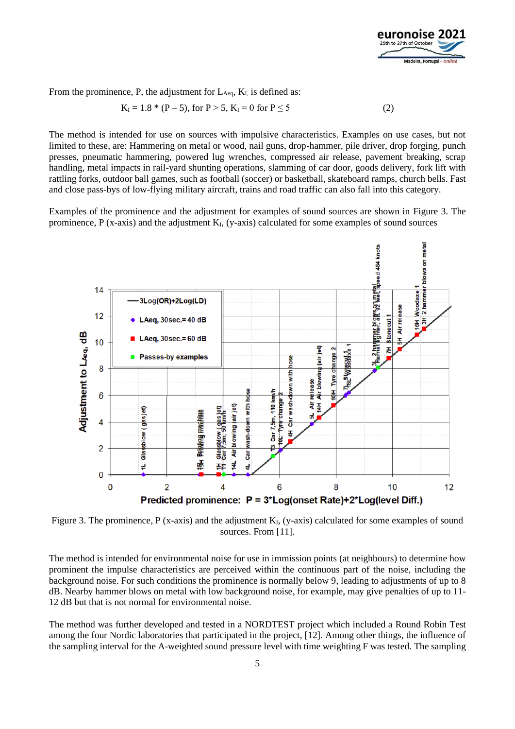From the prominence, P, the adjustment for $L_{Aeq}$, $K_I$, is defined as:

$$K_I = 1.8 * (P - 5), \text{ for } P > 5, \; K_I = 0 \text{ for } P \leq 5 \tag{2}$$

The method is intended for use on sources with impulsive characteristics. Examples on use cases, but not limited to these, are: Hammering on metal or wood, nail guns, drop-hammer, pile driver, drop forging, punch presses, pneumatic hammering, powered lug wrenches, compressed air release, pavement breaking, scrap handling, metal impacts in rail-yard shunting operations, slamming of car door, goods delivery, fork lift with rattling forks, outdoor ball games, such as football (soccer) or basketball, skateboard ramps, church bells. Fast and close pass-bys of low-flying military aircraft, trains and road traffic can also fall into this category.

Examples of the prominence and the adjustment for examples of sound sources are shown in Figure 3. The prominence, P (x-axis) and the adjustment $K_I$, (y-axis) calculated for some examples of sound sources

Figure 3. The prominence, P (x-axis) and the adjustment $K_I$, (y-axis) calculated for some examples of sound sources. From [11].

The method is intended for environmental noise for use in immission points (at neighbours) to determine how prominent the impulse characteristics are perceived within the continuous part of the noise, including the background noise. For such conditions the prominence is normally below 9, leading to adjustments of up to 8 dB. Nearby hammer blows on metal with low background noise, for example, may give penalties of up to 11-12 dB but that is not normal for environmental noise.

The method was further developed and tested in a NORDTEST project which included a Round Robin Test among the four Nordic laboratories that participated in the project, [12]. Among other things, the influence of the sampling interval for the A-weighted sound pressure level with time weighting F was tested. The sampling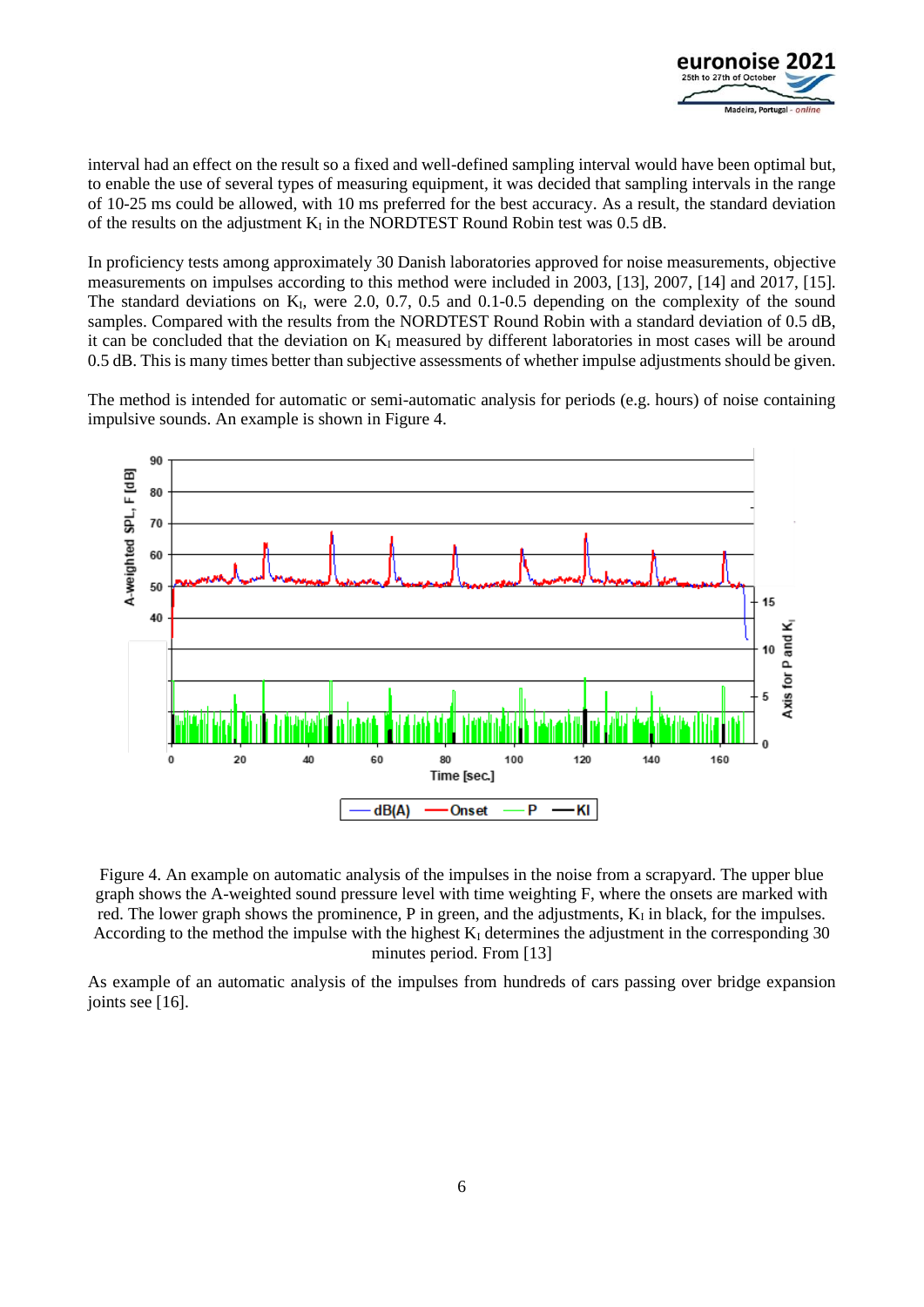interval had an effect on the result so a fixed and well-defined sampling interval would have been optimal but, to enable the use of several types of measuring equipment, it was decided that sampling intervals in the range of 10-25 ms could be allowed, with 10 ms preferred for the best accuracy. As a result, the standard deviation of the results on the adjustment $K_I$ in the NORDTEST Round Robin test was 0.5 dB.

In proficiency tests among approximately 30 Danish laboratories approved for noise measurements, objective measurements on impulses according to this method were included in 2003, [13], 2007, [14] and 2017, [15]. The standard deviations on $K_I$, were 2.0, 0.7, 0.5 and 0.1-0.5 depending on the complexity of the sound samples. Compared with the results from the NORDTEST Round Robin with a standard deviation of 0.5 dB, it can be concluded that the deviation on $K_I$ measured by different laboratories in most cases will be around 0.5 dB. This is many times better than subjective assessments of whether impulse adjustments should be given.

The method is intended for automatic or semi-automatic analysis for periods (e.g. hours) of noise containing impulsive sounds. An example is shown in Figure 4.

Figure 4. An example on automatic analysis of the impulses in the noise from a scrapyard. The upper blue graph shows the A-weighted sound pressure level with time weighting F, where the onsets are marked with red. The lower graph shows the prominence, P in green, and the adjustments, $K_I$ in black, for the impulses. According to the method the impulse with the highest $K_I$ determines the adjustment in the corresponding 30 minutes period. From [13]

As example of an automatic analysis of the impulses from hundreds of cars passing over bridge expansion joints see [16].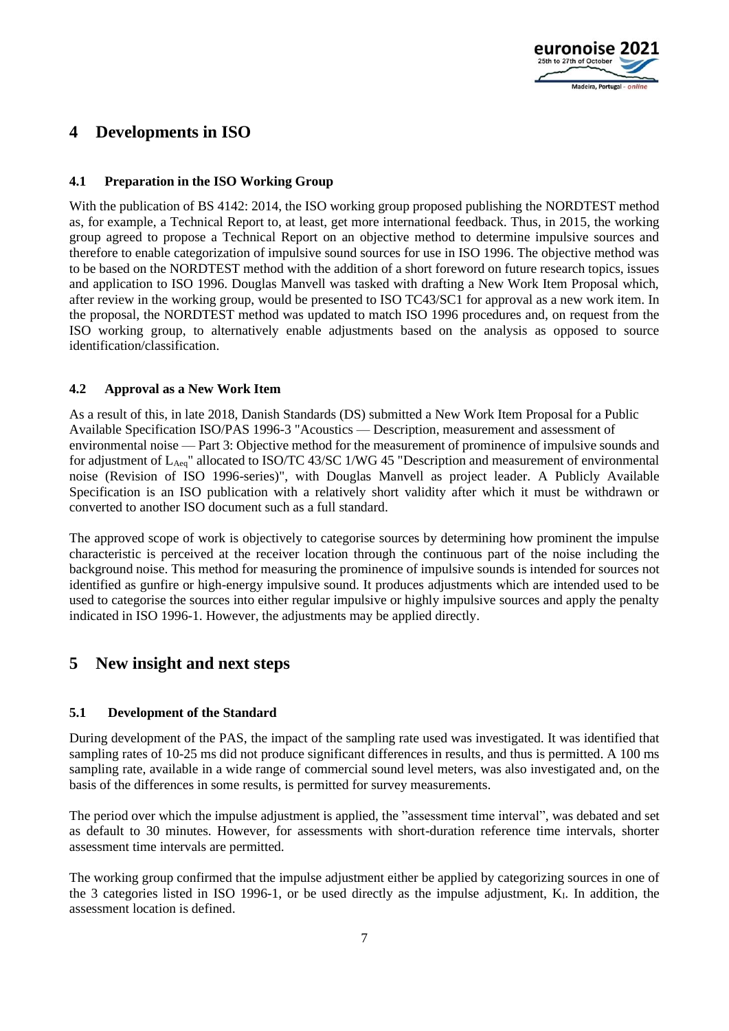# 4 Developments in ISO

## 4.1 Preparation in the ISO Working Group

With the publication of BS 4142: 2014, the ISO working group proposed publishing the NORDTEST method as, for example, a Technical Report to, at least, get more international feedback. Thus, in 2015, the working group agreed to propose a Technical Report on an objective method to determine impulsive sources and therefore to enable categorization of impulsive sound sources for use in ISO 1996. The objective method was to be based on the NORDTEST method with the addition of a short foreword on future research topics, issues and application to ISO 1996. Douglas Manvell was tasked with drafting a New Work Item Proposal which, after review in the working group, would be presented to ISO TC43/SC1 for approval as a new work item. In the proposal, the NORDTEST method was updated to match ISO 1996 procedures and, on request from the ISO working group, to alternatively enable adjustments based on the analysis as opposed to source identification/classification.

## 4.2 Approval as a New Work Item

As a result of this, in late 2018, Danish Standards (DS) submitted a New Work Item Proposal for a Public Available Specification ISO/PAS 1996-3 "Acoustics — Description, measurement and assessment of environmental noise — Part 3: Objective method for the measurement of prominence of impulsive sounds and for adjustment of $L_{Aeq}$" allocated to ISO/TC 43/SC 1/WG 45 "Description and measurement of environmental noise (Revision of ISO 1996-series)", with Douglas Manvell as project leader. A Publicly Available Specification is an ISO publication with a relatively short validity after which it must be withdrawn or converted to another ISO document such as a full standard.

The approved scope of work is objectively to categorise sources by determining how prominent the impulse characteristic is perceived at the receiver location through the continuous part of the noise including the background noise. This method for measuring the prominence of impulsive sounds is intended for sources not identified as gunfire or high-energy impulsive sound. It produces adjustments which are intended used to be used to categorise the sources into either regular impulsive or highly impulsive sources and apply the penalty indicated in ISO 1996-1. However, the adjustments may be applied directly.

# 5 New insight and next steps

## 5.1 Development of the Standard

During development of the PAS, the impact of the sampling rate used was investigated. It was identified that sampling rates of 10-25 ms did not produce significant differences in results, and thus is permitted. A 100 ms sampling rate, available in a wide range of commercial sound level meters, was also investigated and, on the basis of the differences in some results, is permitted for survey measurements.

The period over which the impulse adjustment is applied, the "assessment time interval", was debated and set as default to 30 minutes. However, for assessments with short-duration reference time intervals, shorter assessment time intervals are permitted.

The working group confirmed that the impulse adjustment either be applied by categorizing sources in one of the 3 categories listed in ISO 1996-1, or be used directly as the impulse adjustment, $K_I$. In addition, the assessment location is defined.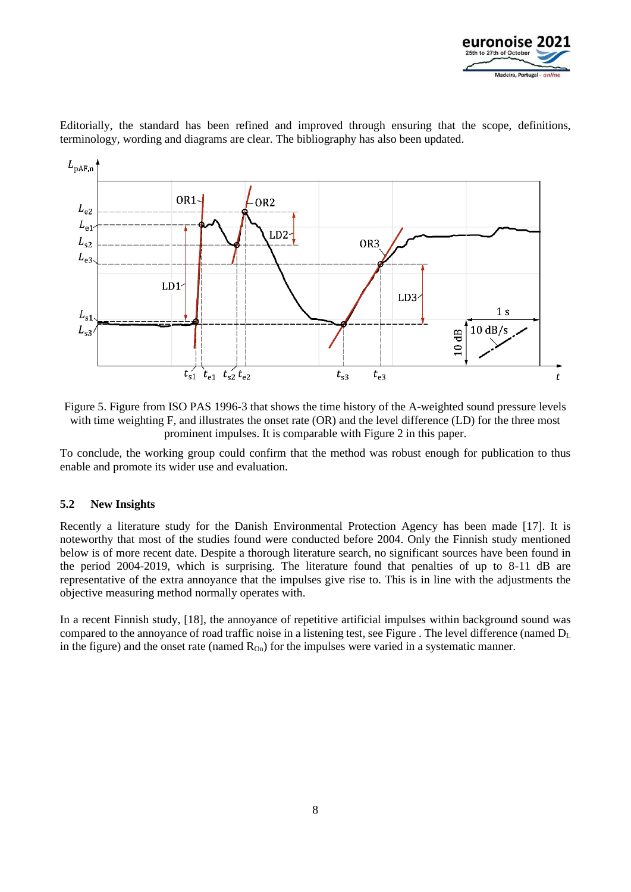Editorially, the standard has been refined and improved through ensuring that the scope, definitions, terminology, wording and diagrams are clear. The bibliography has also been updated.

Figure 5. Figure from ISO PAS 1996-3 that shows the time history of the A-weighted sound pressure levels with time weighting F, and illustrates the onset rate (OR) and the level difference (LD) for the three most prominent impulses. It is comparable with Figure 2 in this paper.

To conclude, the working group could confirm that the method was robust enough for publication to thus enable and promote its wider use and evaluation.

### 5.2 New Insights

Recently a literature study for the Danish Environmental Protection Agency has been made [17]. It is noteworthy that most of the studies found were conducted before 2004. Only the Finnish study mentioned below is of more recent date. Despite a thorough literature search, no significant sources have been found in the period 2004-2019, which is surprising. The literature found that penalties of up to 8-11 dB are representative of the extra annoyance that the impulses give rise to. This is in line with the adjustments the objective measuring method normally operates with.

In a recent Finnish study, [18], the annoyance of repetitive artificial impulses within background sound was compared to the annoyance of road traffic noise in a listening test, see Figure . The level difference (named $D_L$ in the figure) and the onset rate (named $R_{On}$) for the impulses were varied in a systematic manner.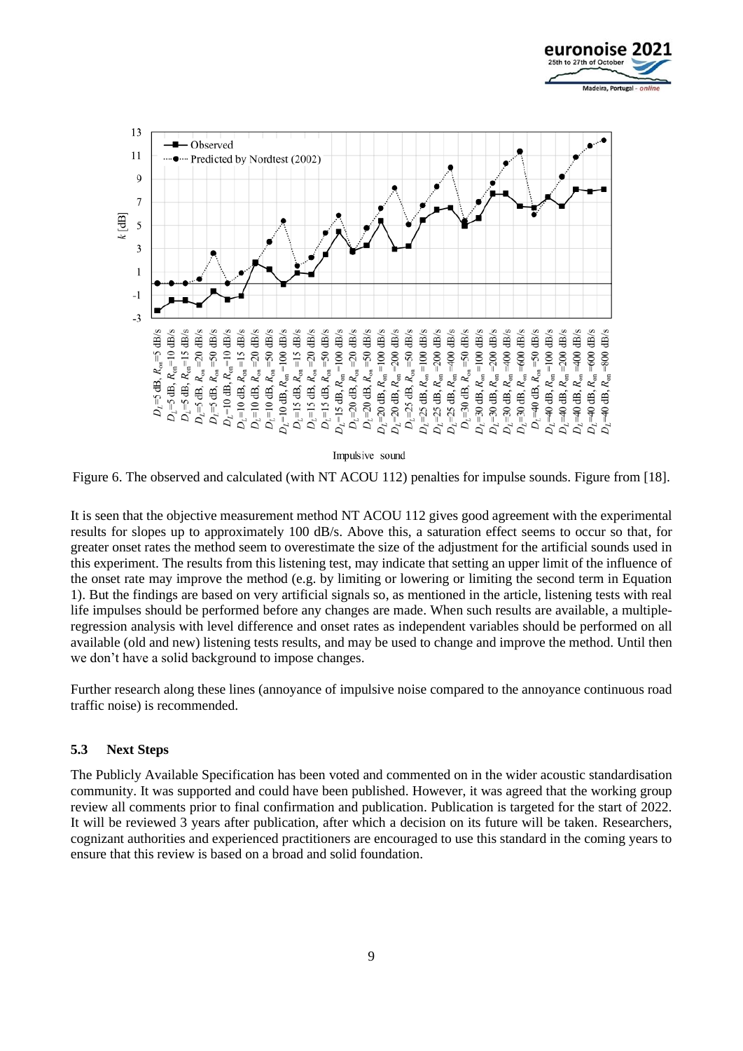Figure 6. The observed and calculated (with NT ACOU 112) penalties for impulse sounds. Figure from [18].

It is seen that the objective measurement method NT ACOU 112 gives good agreement with the experimental results for slopes up to approximately 100 dB/s. Above this, a saturation effect seems to occur so that, for greater onset rates the method seem to overestimate the size of the adjustment for the artificial sounds used in this experiment. The results from this listening test, may indicate that setting an upper limit of the influence of the onset rate may improve the method (e.g. by limiting or lowering or limiting the second term in Equation 1). But the findings are based on very artificial signals so, as mentioned in the article, listening tests with real life impulses should be performed before any changes are made. When such results are available, a multiple-regression analysis with level difference and onset rates as independent variables should be performed on all available (old and new) listening tests results, and may be used to change and improve the method. Until then we don't have a solid background to impose changes.

Further research along these lines (annoyance of impulsive noise compared to the annoyance continuous road traffic noise) is recommended.

### 5.3 Next Steps

The Publicly Available Specification has been voted and commented on in the wider acoustic standardisation community. It was supported and could have been published. However, it was agreed that the working group review all comments prior to final confirmation and publication. Publication is targeted for the start of 2022. It will be reviewed 3 years after publication, after which a decision on its future will be taken. Researchers, cognizant authorities and experienced practitioners are encouraged to use this standard in the coming years to ensure that this review is based on a broad and solid foundation.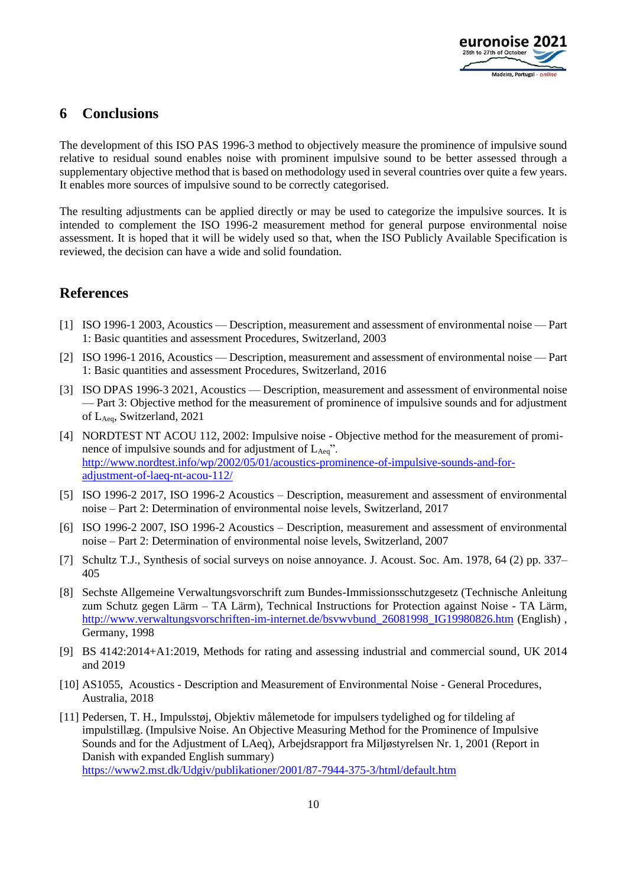## 6 Conclusions

The development of this ISO PAS 1996-3 method to objectively measure the prominence of impulsive sound relative to residual sound enables noise with prominent impulsive sound to be better assessed through a supplementary objective method that is based on methodology used in several countries over quite a few years. It enables more sources of impulsive sound to be correctly categorised.

The resulting adjustments can be applied directly or may be used to categorize the impulsive sources. It is intended to complement the ISO 1996-2 measurement method for general purpose environmental noise assessment. It is hoped that it will be widely used so that, when the ISO Publicly Available Specification is reviewed, the decision can have a wide and solid foundation.

## References

[1] ISO 1996-1 2003, Acoustics — Description, measurement and assessment of environmental noise — Part 1: Basic quantities and assessment Procedures, Switzerland, 2003

[2] ISO 1996-1 2016, Acoustics — Description, measurement and assessment of environmental noise — Part 1: Basic quantities and assessment Procedures, Switzerland, 2016

[3] ISO DPAS 1996-3 2021, Acoustics — Description, measurement and assessment of environmental noise — Part 3: Objective method for the measurement of prominence of impulsive sounds and for adjustment of $L_{Aeq}$, Switzerland, 2021

[4] NORDTEST NT ACOU 112, 2002: Impulsive noise - Objective method for the measurement of prominence of impulsive sounds and for adjustment of $L_{Aeq}$". http://www.nordtest.info/wp/2002/05/01/acoustics-prominence-of-impulsive-sounds-and-for-adjustment-of-laeq-nt-acou-112/

[5] ISO 1996-2 2017, ISO 1996-2 Acoustics – Description, measurement and assessment of environmental noise – Part 2: Determination of environmental noise levels, Switzerland, 2017

[6] ISO 1996-2 2007, ISO 1996-2 Acoustics – Description, measurement and assessment of environmental noise – Part 2: Determination of environmental noise levels, Switzerland, 2007

[7] Schultz T.J., Synthesis of social surveys on noise annoyance. J. Acoust. Soc. Am. 1978, 64 (2) pp. 337–405

[8] Sechste Allgemeine Verwaltungsvorschrift zum Bundes-Immissionsschutzgesetz (Technische Anleitung zum Schutz gegen Lärm – TA Lärm), Technical Instructions for Protection against Noise - TA Lärm, http://www.verwaltungsvorschriften-im-internet.de/bsvwvbund_26081998_IG19980826.htm (English) , Germany, 1998

[9] BS 4142:2014+A1:2019, Methods for rating and assessing industrial and commercial sound, UK 2014 and 2019

[10] AS1055, Acoustics - Description and Measurement of Environmental Noise - General Procedures, Australia, 2018

[11] Pedersen, T. H., Impulsstøj, Objektiv målemetode for impulsers tydelighed og for tildeling af impulstillæg. (Impulsive Noise. An Objective Measuring Method for the Prominence of Impulsive Sounds and for the Adjustment of LAeq), Arbejdsrapport fra Miljøstyrelsen Nr. 1, 2001 (Report in Danish with expanded English summary) https://www2.mst.dk/Udgiv/publikationer/2001/87-7944-375-3/html/default.htm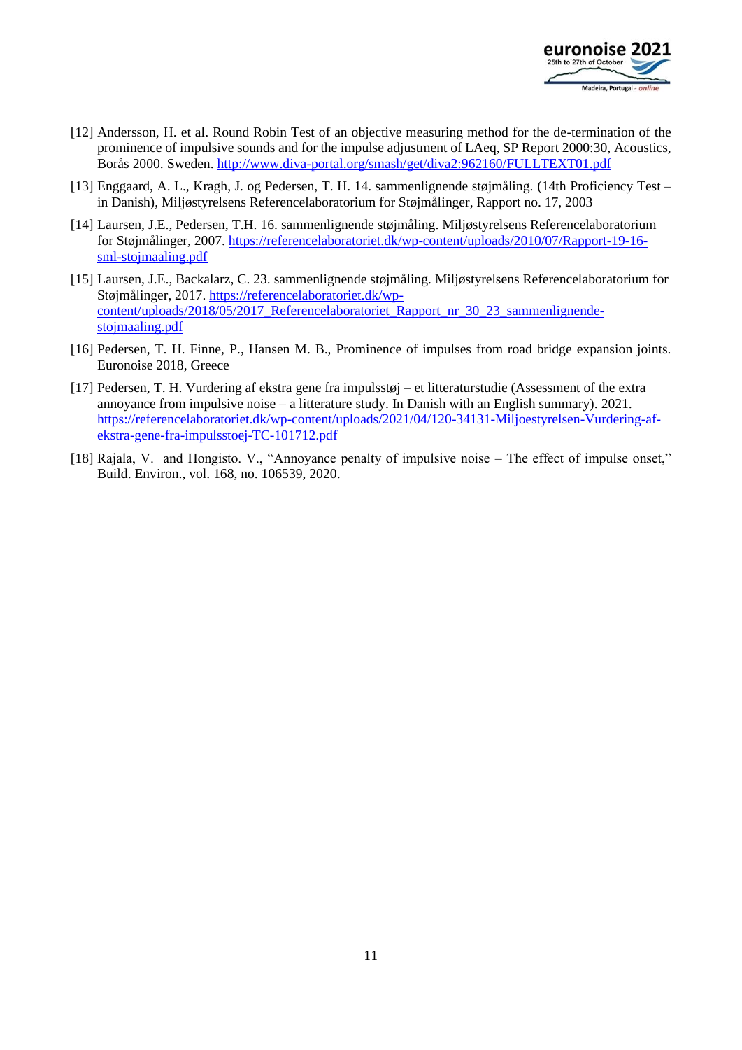[12] Andersson, H. et al. Round Robin Test of an objective measuring method for the de-termination of the prominence of impulsive sounds and for the impulse adjustment of LAeq, SP Report 2000:30, Acoustics, Borås 2000. Sweden. http://www.diva-portal.org/smash/get/diva2:962160/FULLTEXT01.pdf

[13] Enggaard, A. L., Kragh, J. og Pedersen, T. H. 14. sammenlignende støjmåling. (14th Proficiency Test – in Danish), Miljøstyrelsens Referencelaboratorium for Støjmålinger, Rapport no. 17, 2003

[14] Laursen, J.E., Pedersen, T.H. 16. sammenlignende støjmåling. Miljøstyrelsens Referencelaboratorium for Støjmålinger, 2007. https://referencelaboratoriet.dk/wp-content/uploads/2010/07/Rapport-19-16-sml-stojmaaling.pdf

[15] Laursen, J.E., Backalarz, C. 23. sammenlignende støjmåling. Miljøstyrelsens Referencelaboratorium for Støjmålinger, 2017. https://referencelaboratoriet.dk/wp-content/uploads/2018/05/2017_Referencelaboratoriet_Rapport_nr_30_23_sammenlignende-stojmaaling.pdf

[16] Pedersen, T. H. Finne, P., Hansen M. B., Prominence of impulses from road bridge expansion joints. Euronoise 2018, Greece

[17] Pedersen, T. H. Vurdering af ekstra gene fra impulsstøj – et litteraturstudie (Assessment of the extra annoyance from impulsive noise – a litterature study. In Danish with an English summary). 2021. https://referencelaboratoriet.dk/wp-content/uploads/2021/04/120-34131-Miljoestyrelsen-Vurdering-af-ekstra-gene-fra-impulsstoej-TC-101712.pdf

[18] Rajala, V. and Hongisto. V., "Annoyance penalty of impulsive noise – The effect of impulse onset," Build. Environ., vol. 168, no. 106539, 2020.